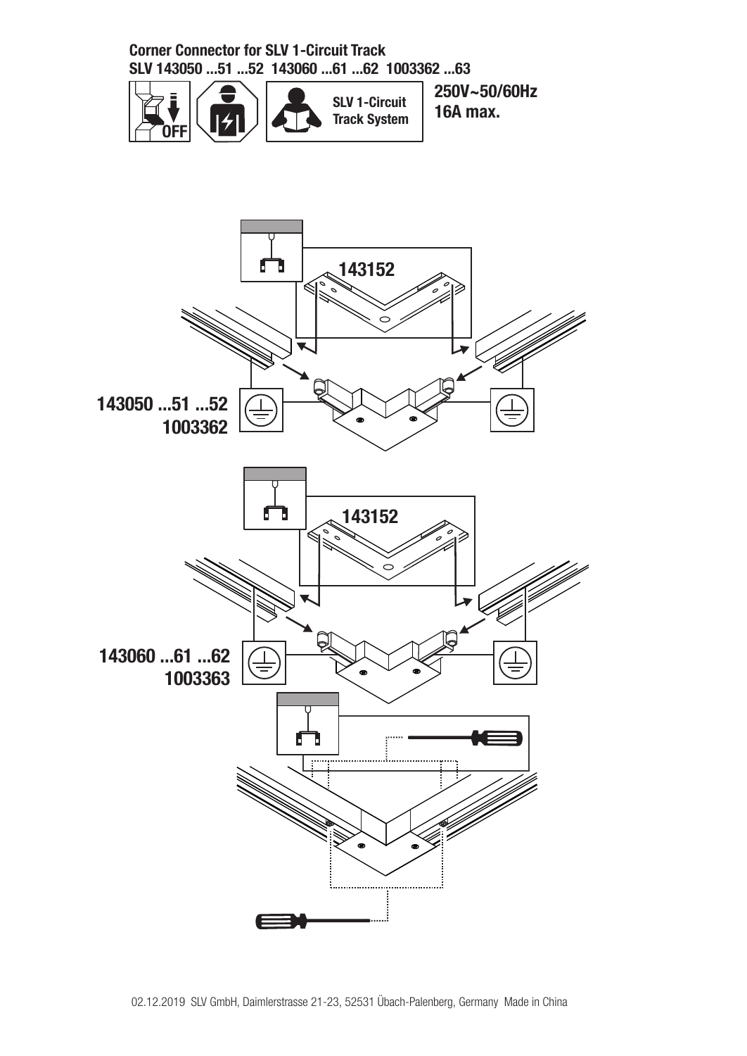**Corner Connector for SLV 1-Circuit Track**
**SLV 143050 ...51 ...52 143060 ...61 ...62 1003362 ...63**

OFF

SLV 1-Circuit Track System

**250V~50/60Hz**
**16A max.**

143152

143050 ...51 ...52
1003362

143152

143060 ...61 ...62
1003363

02.12.2019 SLV GmbH, Daimlerstrasse 21-23, 52531 Übach-Palenberg, Germany Made in China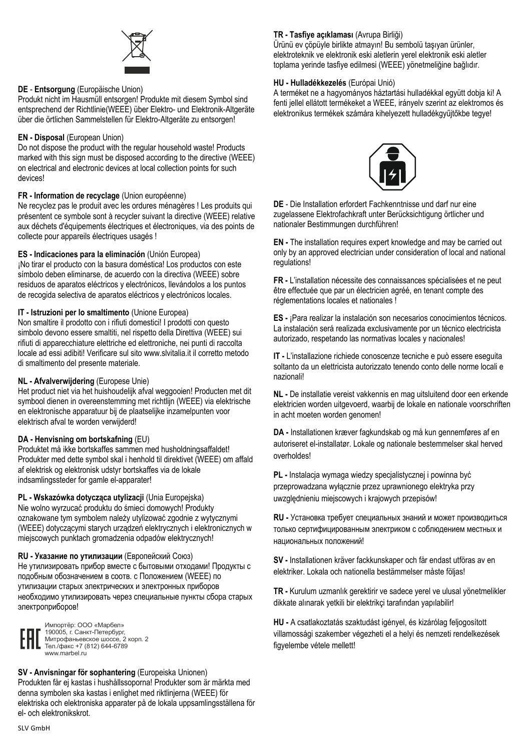**DE** - **Entsorgung** (Europäische Union)
Produkt nicht im Hausmüll entsorgen! Produkte mit diesem Symbol sind entsprechend der Richtlinie(WEEE) über Elektro- und Elektronik-Altgeräte über die örtlichen Sammelstellen für Elektro-Altgeräte zu entsorgen!

**EN - Disposal** (European Union)
Do not dispose the product with the regular household waste! Products marked with this sign must be disposed according to the directive (WEEE) on electrical and electronic devices at local collection points for such devices!

**FR - Information de recyclage** (Union européenne)
Ne recyclez pas le produit avec les ordures ménagères ! Les produits qui présentent ce symbole sont à recycler suivant la directive (WEEE) relative aux déchets d'équipements électriques et électroniques, via des points de collecte pour appareils électriques usagés !

**ES - Indicaciones para la eliminación** (Unión Europea)
¡No tirar el producto con la basura doméstica! Los productos con este símbolo deben eliminarse, de acuerdo con la directiva (WEEE) sobre residuos de aparatos eléctricos y electrónicos, llevándolos a los puntos de recogida selectiva de aparatos eléctricos y electrónicos locales.

**IT - Istruzioni per lo smaltimento** (Unione Europea)
Non smaltire il prodotto con i rifiuti domestici! I prodotti con questo simbolo devono essere smaltiti, nel rispetto della Direttiva (WEEE) sui rifiuti di apparecchiature elettriche ed elettroniche, nei punti di raccolta locale ad essi adibiti! Verificare sul sito www.slvitalia.it il corretto metodo di smaltimento del presente materiale.

**NL - Afvalverwijdering** (Europese Unie)
Het product niet via het huishoudelijk afval weggooien! Producten met dit symbool dienen in overeenstemming met richtlijn (WEEE) via elektrische en elektronische apparatuur bij de plaatselijke inzamelpunten voor elektrisch afval te worden verwijderd!

**DA - Henvisning om bortskafning** (EU)
Produktet må ikke bortskaffes sammen med husholdningsaffaldet! Produkter med dette symbol skal i henhold til direktivet (WEEE) om affald af elektrisk og elektronisk udstyr bortskaffes via de lokale indsamlingssteder for gamle el-apparater!

**PL - Wskazówka dotycząca utylizacji** (Unia Europejska)
Nie wolno wyrzucać produktu do śmieci domowych! Produkty oznakowane tym symbolem należy utylizować zgodnie z wytycznymi (WEEE) dotyczącymi starych urządzeń elektrycznych i elektronicznych w miejscowych punktach gromadzenia odpadów elektrycznych!

**RU - Указание по утилизации** (Европейский Союз)
Не утилизировать прибор вместе с бытовыми отходами! Продукты с подобным обозначением в соотв. с Положением (WEEE) по утилизации старых электрических и электронных приборов необходимо утилизировать через специальные пункты сбора старых электроприборов!

Импортёр: ООО «Марбел»
190005, г. Санкт-Петербург,
Митрофаньевское шоссе, 2 корп. 2
Тел./факс +7 (812) 644-6789
www.marbel.ru

**SV - Anvisningar för sophantering** (Europeiska Unionen)
Produkten får ej kastas i hushållssoporna! Produkter som är märkta med denna symbolen ska kastas i enlighet med riktlinjerna (WEEE) för elektriska och elektroniska apparater på de lokala uppsamlingsställena för el- och elektronikskrot.

**TR - Tasfiye açıklaması** (Avrupa Birliği)
Ürünü ev çöpüyle birlikte atmayın! Bu sembolü taşıyan ürünler, elektroteknik ve elektronik eski aletlerin yerel elektronik eski aletler toplama yerinde tasfiye edilmesi (WEEE) yönetmeliğine bağlıdır.

**HU - Hulladékkezelés** (Európai Unió)
A terméket ne a hagyományos háztartási hulladékkal együtt dobja ki! A fenti jellel ellátott termékeket a WEEE, irányelv szerint az elektromos és elektronikus termékek számára kihelyezett hulladékgyűjtőkbe tegye!

**DE** - Die Installation erfordert Fachkenntnisse und darf nur eine zugelassene Elektrofachkraft unter Berücksichtigung örtlicher und nationaler Bestimmungen durchführen!

**EN -** The installation requires expert knowledge and may be carried out only by an approved electrician under consideration of local and national regulations!

**FR -** L'installation nécessite des connaissances spécialisées et ne peut être effectuée que par un électricien agréé, en tenant compte des réglementations locales et nationales !

**ES -** ¡Para realizar la instalación son necesarios conocimientos técnicos. La instalación será realizada exclusivamente por un técnico electricista autorizado, respetando las normativas locales y nacionales!

**IT -** L'installazione richiede conoscenze tecniche e può essere eseguita soltanto da un elettricista autorizzato tenendo conto delle norme locali e nazionali!

**NL -** De installatie vereist vakkennis en mag uitsluitend door een erkende elektricien worden uitgevoerd, waarbij de lokale en nationale voorschriften in acht moeten worden genomen!

**DA -** Installationen kræver fagkundskab og må kun gennemføres af en autoriseret el-installatør. Lokale og nationale bestemmelser skal herved overholdes!

**PL -** Instalacja wymaga wiedzy specjalistycznej i powinna być przeprowadzana wyłącznie przez uprawnionego elektryka przy uwzględnieniu miejscowych i krajowych przepisów!

**RU -** Установка требует специальных знаний и может производиться только сертифицированным электриком с соблюдением местных и национальных положений!

**SV -** Installationen kräver fackkunskaper och får endast utföras av en elektriker. Lokala och nationella bestämmelser måste följas!

**TR -** Kurulum uzmanlık gerektirir ve sadece yerel ve ulusal yönetmelikler dikkate alınarak yetkili bir elektrikçi tarafından yapılabilir!

**HU -** A csatlakoztatás szaktudást igényel, és kizárólag feljogosított villamossági szakember végezheti el a helyi és nemzeti rendelkezések figyelembe vétele mellett!

SLV GmbH